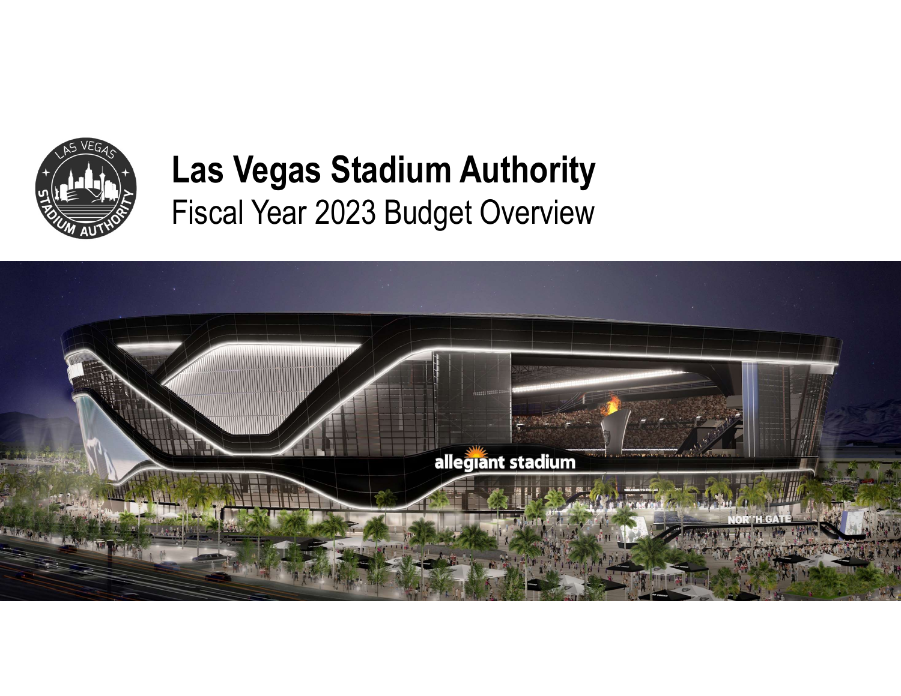# Las Vegas Stadium Authority

## Fiscal Year 2023 Budget Overview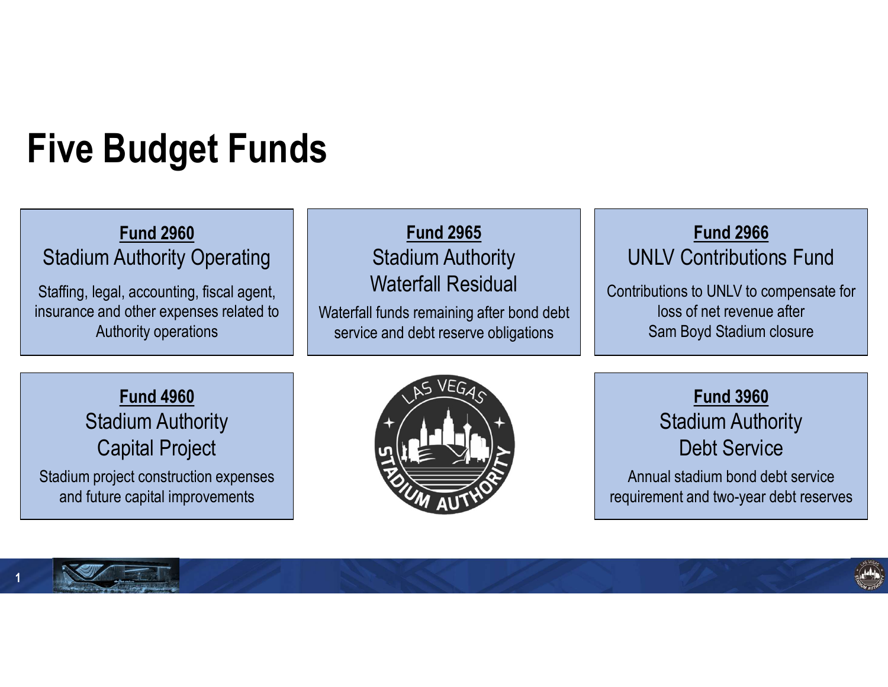# Five Budget Funds

### Fund 2960
**Stadium Authority Operating**

Staffing, legal, accounting, fiscal agent, insurance and other expenses related to Authority operations

### Fund 2965
**Stadium Authority Waterfall Residual**

Waterfall funds remaining after bond debt service and debt reserve obligations

### Fund 2966
**UNLV Contributions Fund**

Contributions to UNLV to compensate for loss of net revenue after Sam Boyd Stadium closure

### Fund 4960
**Stadium Authority Capital Project**

Stadium project construction expenses and future capital improvements

### Fund 3960
**Stadium Authority Debt Service**

Annual stadium bond debt service requirement and two-year debt reserves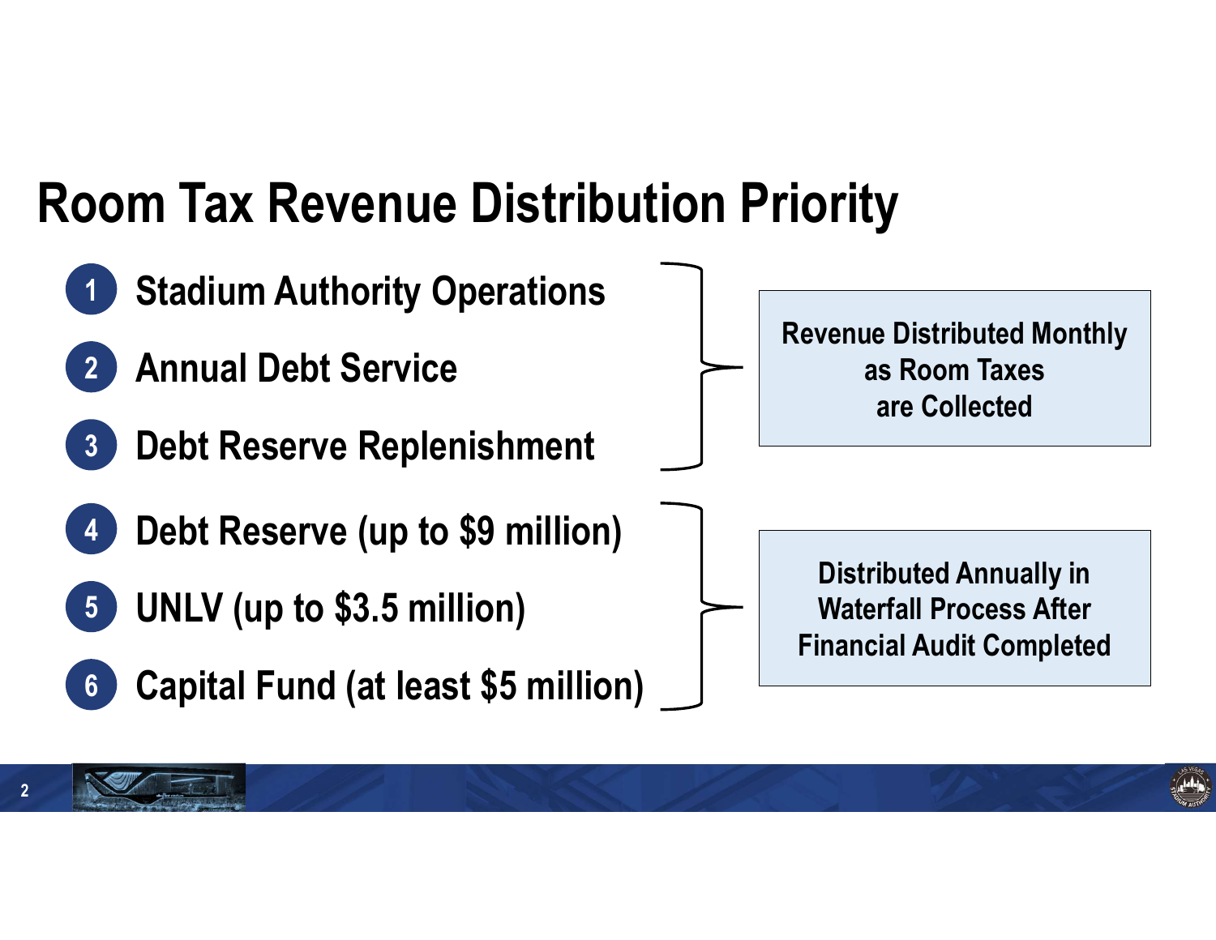# Room Tax Revenue Distribution Priority

1. Stadium Authority Operations
2. Annual Debt Service
3. Debt Reserve Replenishment

**Revenue Distributed Monthly as Room Taxes are Collected**

4. Debt Reserve (up to $9 million)
5. UNLV (up to $3.5 million)
6. Capital Fund (at least $5 million)

**Distributed Annually in Waterfall Process After Financial Audit Completed**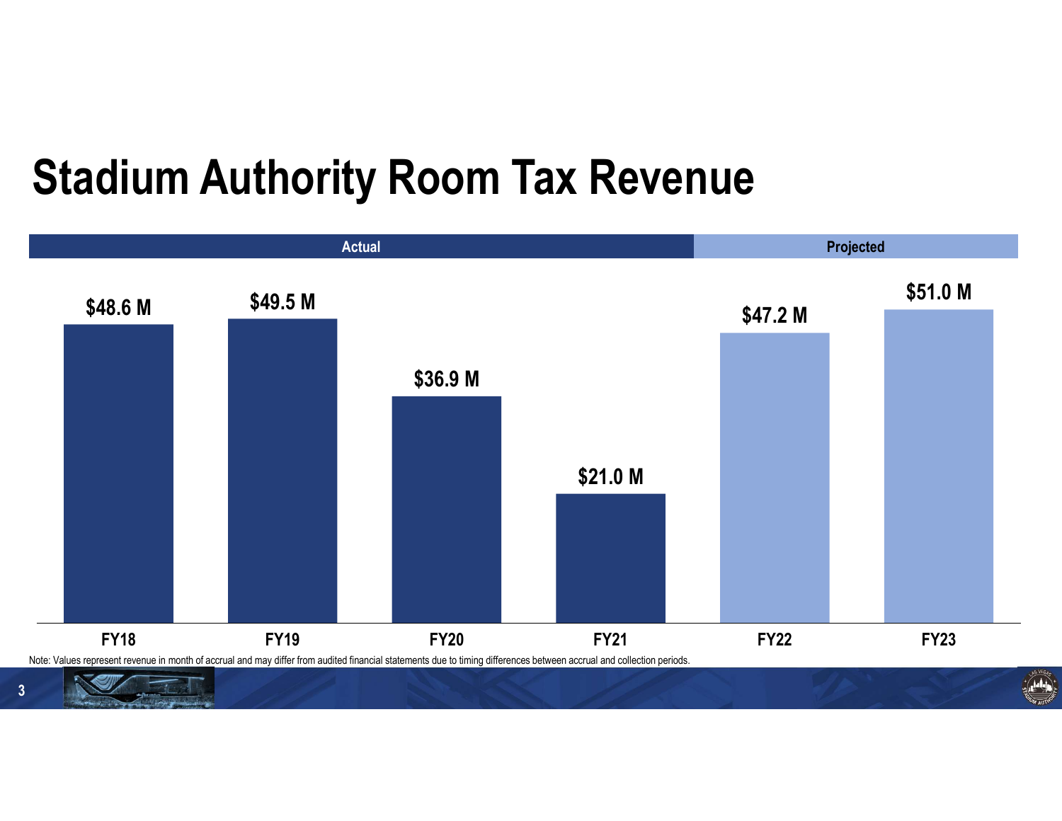# Stadium Authority Room Tax Revenue

| | Actual | | | | Projected | |
|---|---|---|---|---|---|---|
| | FY18 | FY19 | FY20 | FY21 | FY22 | FY23 |
| Room Tax Revenue | $48.6 M | $49.5 M | $36.9 M | $21.0 M | $47.2 M | $51.0 M |

Note: Values represent revenue in month of accrual and may differ from audited financial statements due to timing differences between accrual and collection periods.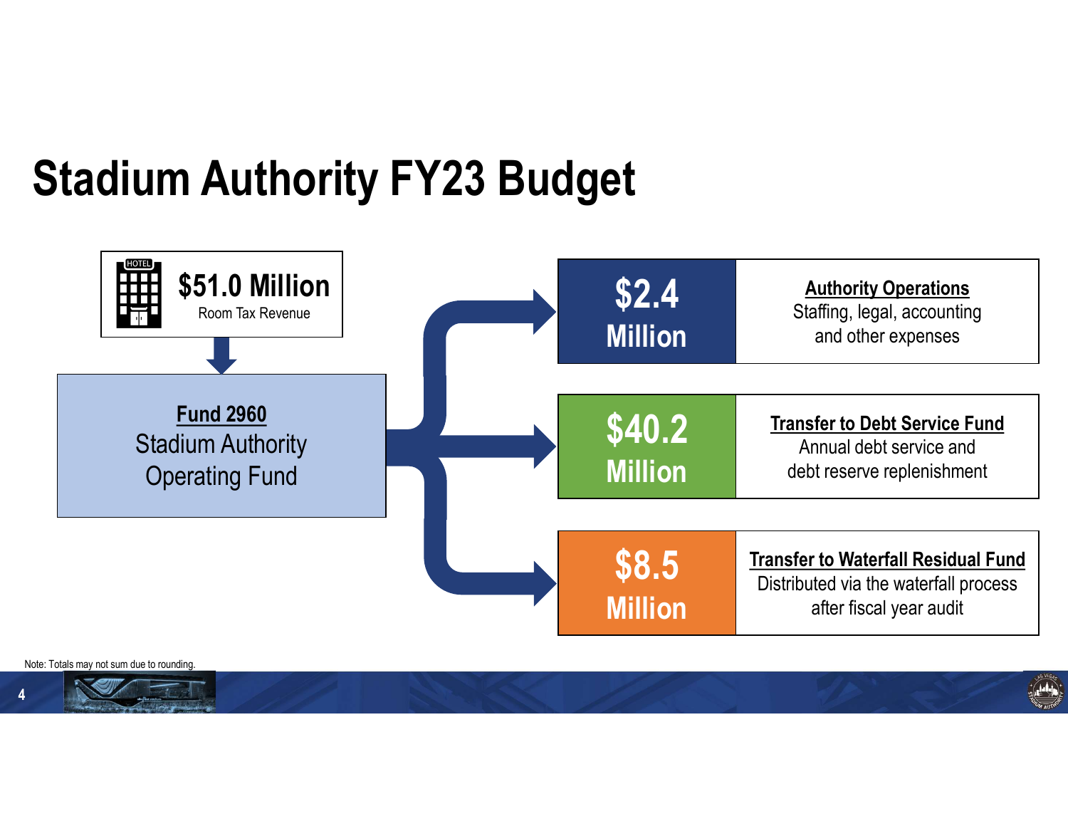# Stadium Authority FY23 Budget

**$51.0 Million**
Room Tax Revenue

**Fund 2960**
Stadium Authority Operating Fund

| Amount | Description |
| --- | --- |
| **$2.4 Million** | **Authority Operations** Staffing, legal, accounting and other expenses |
| **$40.2 Million** | **Transfer to Debt Service Fund** Annual debt service and debt reserve replenishment |
| **$8.5 Million** | **Transfer to Waterfall Residual Fund** Distributed via the waterfall process after fiscal year audit |

Note: Totals may not sum due to rounding.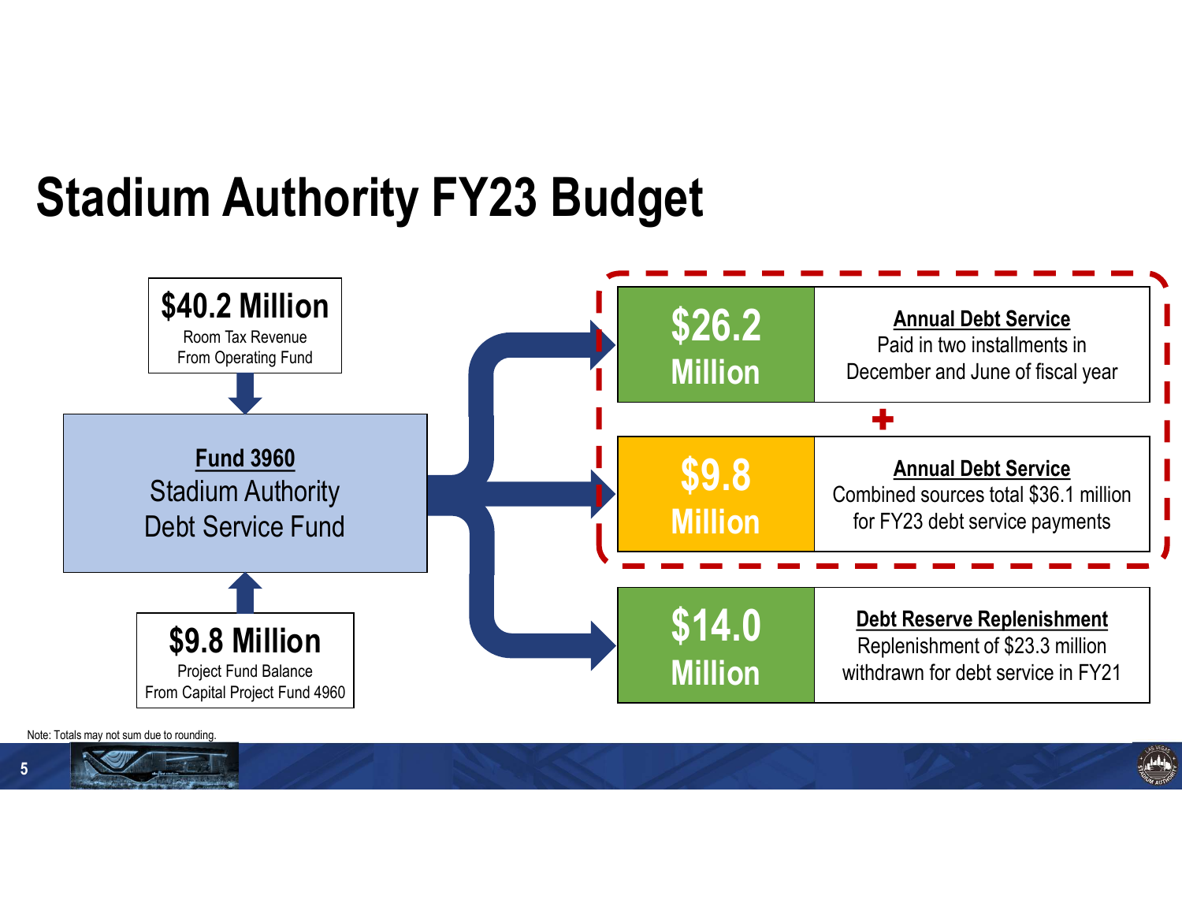# Stadium Authority FY23 Budget

**$40.2 Million**
Room Tax Revenue
From Operating Fund

**Fund 3960**
Stadium Authority
Debt Service Fund

**$9.8 Million**
Project Fund Balance
From Capital Project Fund 4960

| Amount | Description |
|---|---|
| **$26.2 Million** | **Annual Debt Service**<br>Paid in two installments in December and June of fiscal year |
| + | |
| **$9.8 Million** | **Annual Debt Service**<br>Combined sources total $36.1 million for FY23 debt service payments |
| **$14.0 Million** | **Debt Reserve Replenishment**<br>Replenishment of $23.3 million withdrawn for debt service in FY21 |

Note: Totals may not sum due to rounding.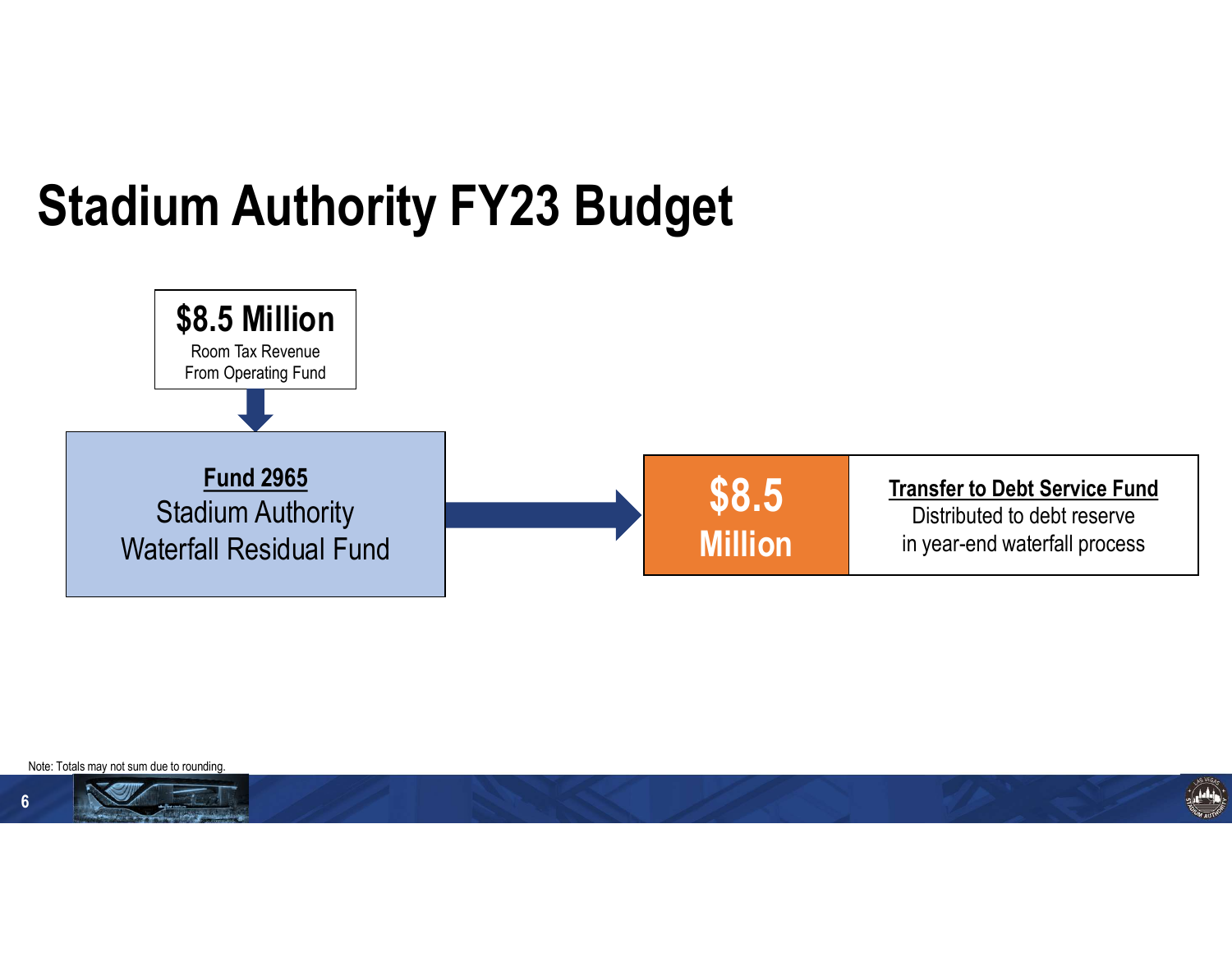# Stadium Authority FY23 Budget

**$8.5 Million**
Room Tax Revenue
From Operating Fund

**Fund 2965**
Stadium Authority
Waterfall Residual Fund

**$8.5 Million**

**Transfer to Debt Service Fund**
Distributed to debt reserve
in year-end waterfall process

Note: Totals may not sum due to rounding.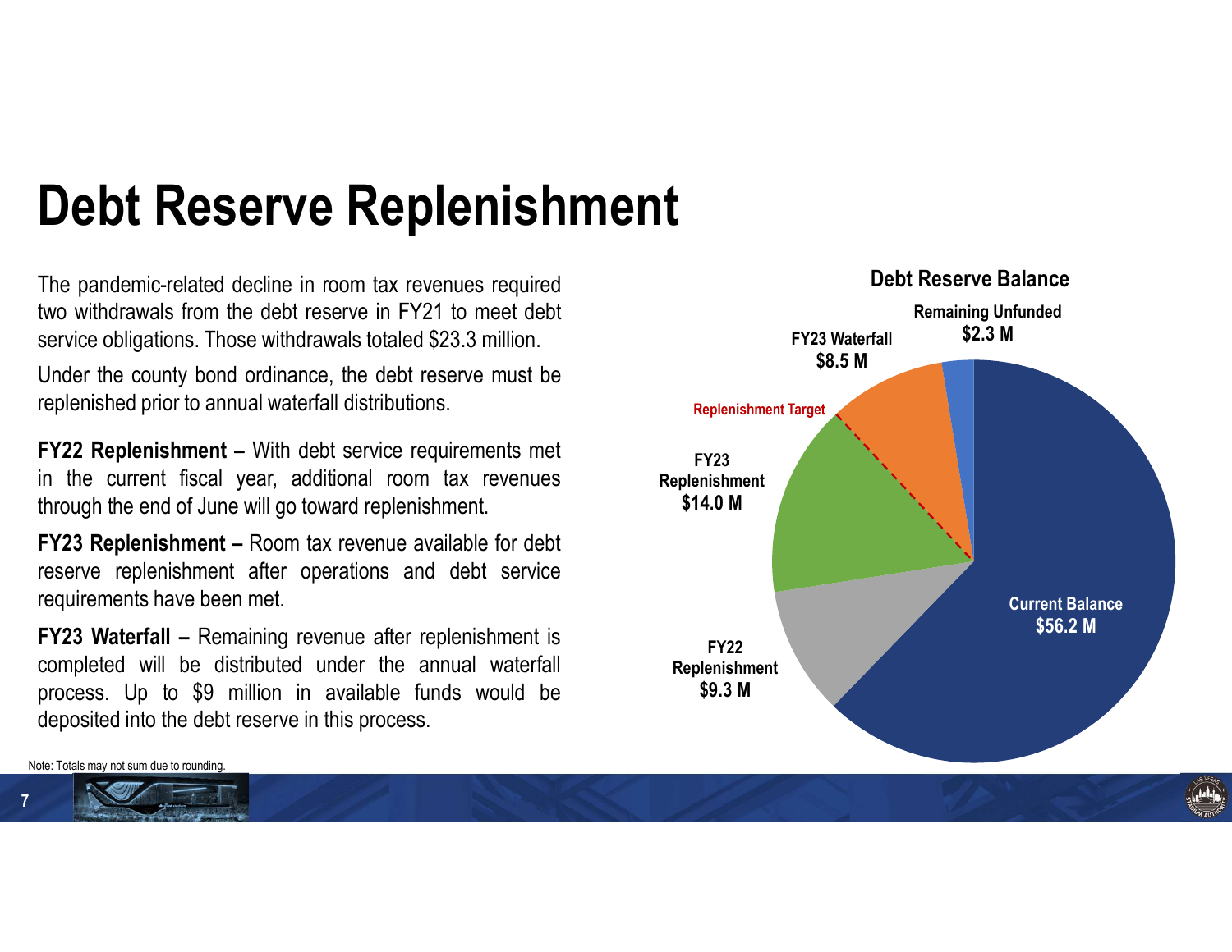# Debt Reserve Replenishment

The pandemic-related decline in room tax revenues required two withdrawals from the debt reserve in FY21 to meet debt service obligations. Those withdrawals totaled $23.3 million.

Under the county bond ordinance, the debt reserve must be replenished prior to annual waterfall distributions.

**FY22 Replenishment –** With debt service requirements met in the current fiscal year, additional room tax revenues through the end of June will go toward replenishment.

**FY23 Replenishment –** Room tax revenue available for debt reserve replenishment after operations and debt service requirements have been met.

**FY23 Waterfall –** Remaining revenue after replenishment is completed will be distributed under the annual waterfall process. Up to $9 million in available funds would be deposited into the debt reserve in this process.

**Debt Reserve Balance**

| Component | Amount |
| --- | --- |
| Current Balance | $56.2 M |
| FY22 Replenishment | $9.3 M |
| FY23 Replenishment | $14.0 M |
| FY23 Waterfall | $8.5 M |
| Remaining Unfunded | $2.3 M |

Replenishment Target

Note: Totals may not sum due to rounding.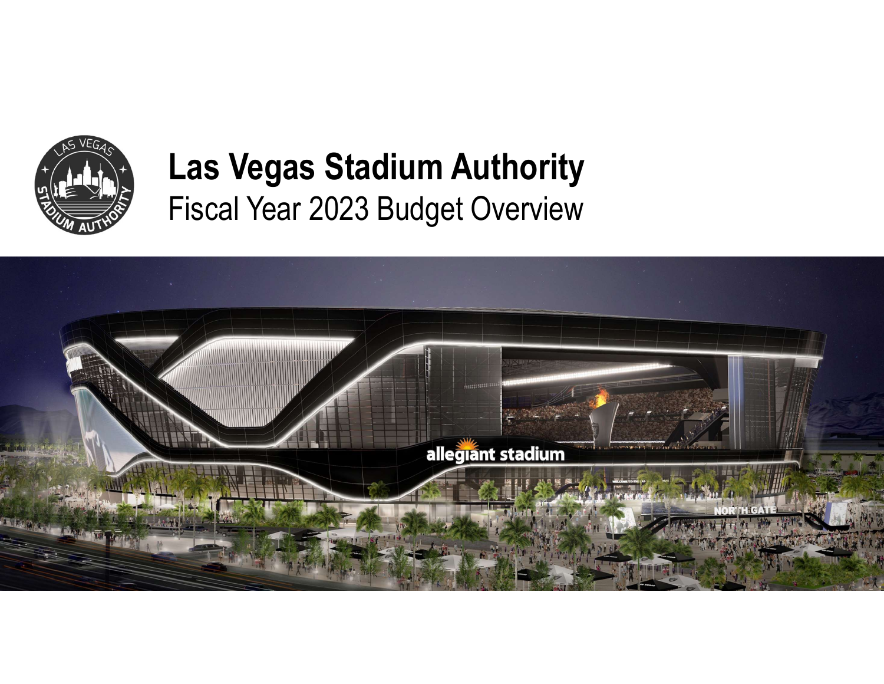# Las Vegas Stadium Authority

Fiscal Year 2023 Budget Overview